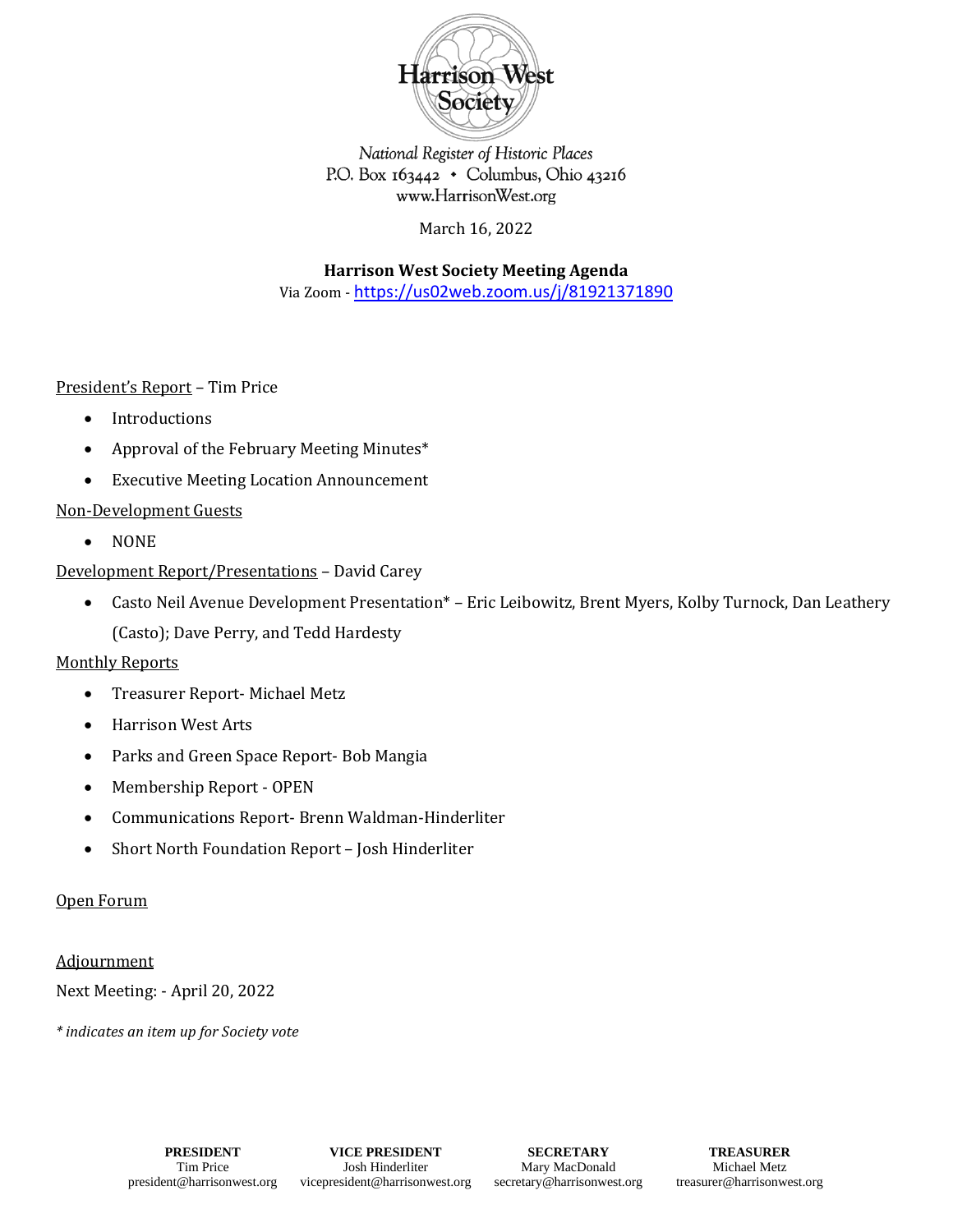**Harrison West Society**

*National Register of Historic Places*
P.O. Box 163442 • Columbus, Ohio 43216
www.HarrisonWest.org

March 16, 2022

**Harrison West Society Meeting Agenda**
Via Zoom - https://us02web.zoom.us/j/81921371890

<u>President's Report</u> – Tim Price

- Introductions
- Approval of the February Meeting Minutes*
- Executive Meeting Location Announcement

<u>Non-Development Guests</u>

- NONE

<u>Development Report/Presentations</u> – David Carey

- Casto Neil Avenue Development Presentation* – Eric Leibowitz, Brent Myers, Kolby Turnock, Dan Leathery (Casto); Dave Perry, and Tedd Hardesty

<u>Monthly Reports</u>

- Treasurer Report- Michael Metz
- Harrison West Arts
- Parks and Green Space Report- Bob Mangia
- Membership Report - OPEN
- Communications Report- Brenn Waldman-Hinderliter
- Short North Foundation Report – Josh Hinderliter

<u>Open Forum</u>

<u>Adjournment</u>

Next Meeting: - April 20, 2022

*\* indicates an item up for Society vote*

| PRESIDENT | VICE PRESIDENT | SECRETARY | TREASURER |
|---|---|---|---|
| Tim Price | Josh Hinderliter | Mary MacDonald | Michael Metz |
| president@harrisonwest.org | vicepresident@harrisonwest.org | secretary@harrisonwest.org | treasurer@harrisonwest.org |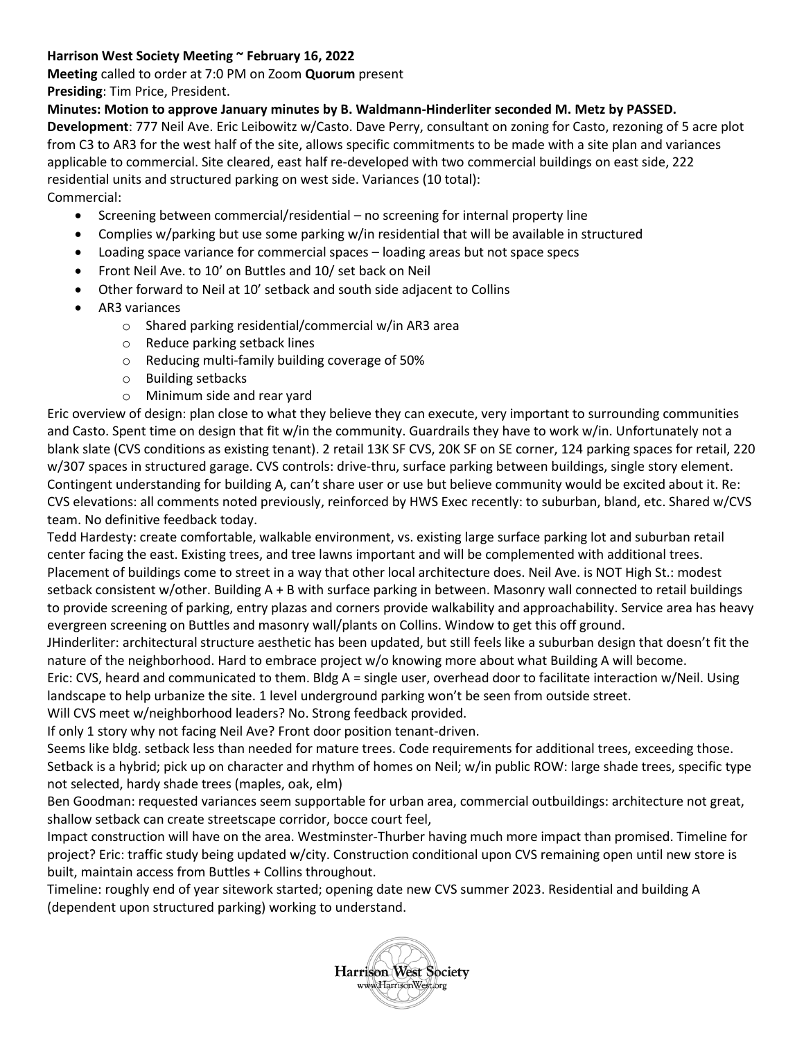**Harrison West Society Meeting ~ February 16, 2022**

**Meeting** called to order at 7:0 PM on Zoom **Quorum** present

**Presiding**: Tim Price, President.

**Minutes: Motion to approve January minutes by B. Waldmann-Hinderliter seconded M. Metz by PASSED.**

**Development**: 777 Neil Ave. Eric Leibowitz w/Casto. Dave Perry, consultant on zoning for Casto, rezoning of 5 acre plot from C3 to AR3 for the west half of the site, allows specific commitments to be made with a site plan and variances applicable to commercial. Site cleared, east half re-developed with two commercial buildings on east side, 222 residential units and structured parking on west side. Variances (10 total):

Commercial:

- Screening between commercial/residential – no screening for internal property line
- Complies w/parking but use some parking w/in residential that will be available in structured
- Loading space variance for commercial spaces – loading areas but not space specs
- Front Neil Ave. to 10' on Buttles and 10/ set back on Neil
- Other forward to Neil at 10' setback and south side adjacent to Collins
- AR3 variances
  - Shared parking residential/commercial w/in AR3 area
  - Reduce parking setback lines
  - Reducing multi-family building coverage of 50%
  - Building setbacks
  - Minimum side and rear yard

Eric overview of design: plan close to what they believe they can execute, very important to surrounding communities and Casto. Spent time on design that fit w/in the community. Guardrails they have to work w/in. Unfortunately not a blank slate (CVS conditions as existing tenant). 2 retail 13K SF CVS, 20K SF on SE corner, 124 parking spaces for retail, 220 w/307 spaces in structured garage. CVS controls: drive-thru, surface parking between buildings, single story element. Contingent understanding for building A, can't share user or use but believe community would be excited about it. Re: CVS elevations: all comments noted previously, reinforced by HWS Exec recently: to suburban, bland, etc. Shared w/CVS team. No definitive feedback today.

Tedd Hardesty: create comfortable, walkable environment, vs. existing large surface parking lot and suburban retail center facing the east. Existing trees, and tree lawns important and will be complemented with additional trees. Placement of buildings come to street in a way that other local architecture does. Neil Ave. is NOT High St.: modest setback consistent w/other. Building A + B with surface parking in between. Masonry wall connected to retail buildings to provide screening of parking, entry plazas and corners provide walkability and approachability. Service area has heavy evergreen screening on Buttles and masonry wall/plants on Collins. Window to get this off ground.

JHinderliter: architectural structure aesthetic has been updated, but still feels like a suburban design that doesn't fit the nature of the neighborhood. Hard to embrace project w/o knowing more about what Building A will become.

Eric: CVS, heard and communicated to them. Bldg A = single user, overhead door to facilitate interaction w/Neil. Using landscape to help urbanize the site. 1 level underground parking won't be seen from outside street.

Will CVS meet w/neighborhood leaders? No. Strong feedback provided.

If only 1 story why not facing Neil Ave? Front door position tenant-driven.

Seems like bldg. setback less than needed for mature trees. Code requirements for additional trees, exceeding those. Setback is a hybrid; pick up on character and rhythm of homes on Neil; w/in public ROW: large shade trees, specific type not selected, hardy shade trees (maples, oak, elm)

Ben Goodman: requested variances seem supportable for urban area, commercial outbuildings: architecture not great, shallow setback can create streetscape corridor, bocce court feel,

Impact construction will have on the area. Westminster-Thurber having much more impact than promised. Timeline for project? Eric: traffic study being updated w/city. Construction conditional upon CVS remaining open until new store is built, maintain access from Buttles + Collins throughout.

Timeline: roughly end of year sitework started; opening date new CVS summer 2023. Residential and building A (dependent upon structured parking) working to understand.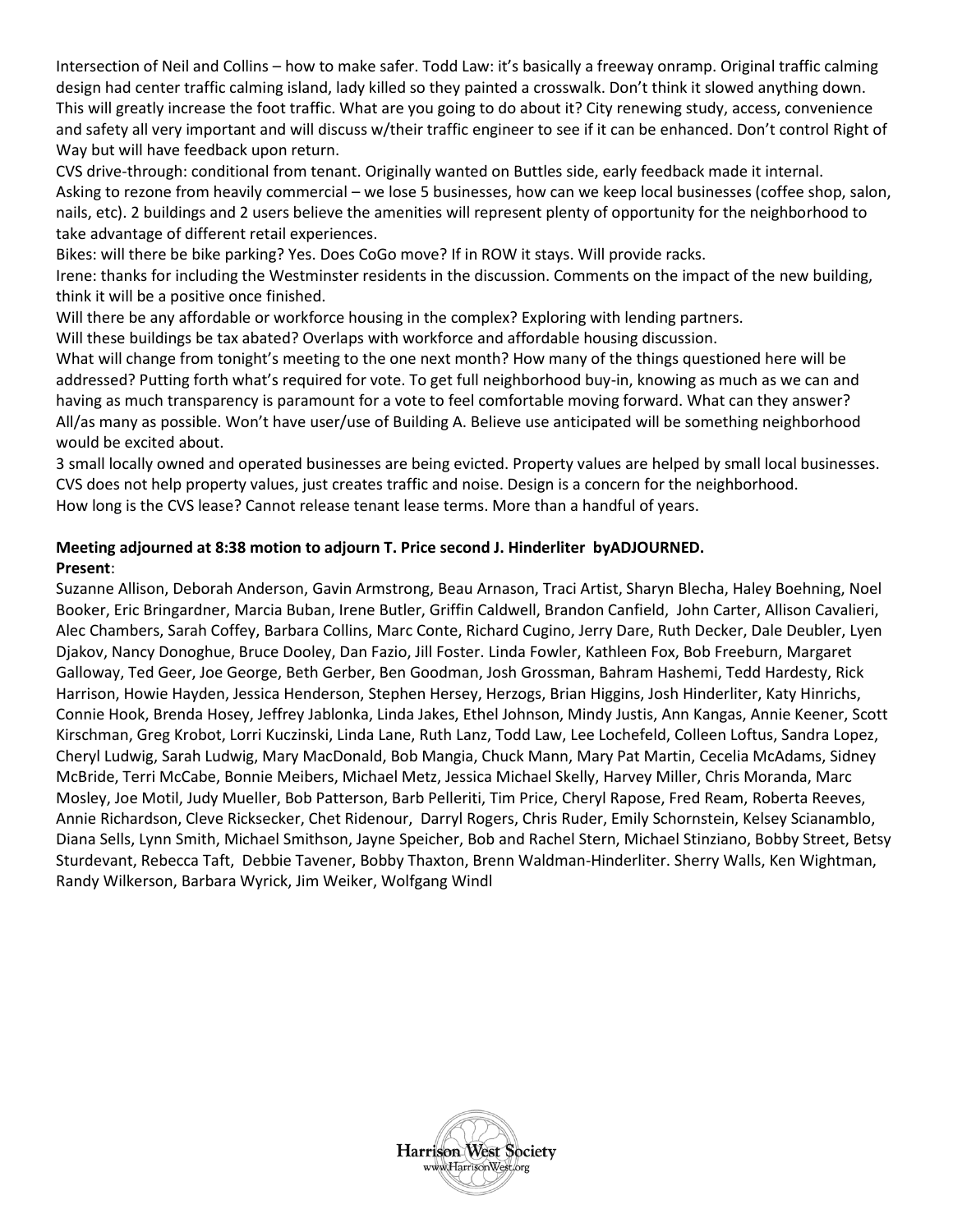Intersection of Neil and Collins – how to make safer. Todd Law: it's basically a freeway onramp. Original traffic calming design had center traffic calming island, lady killed so they painted a crosswalk. Don't think it slowed anything down. This will greatly increase the foot traffic. What are you going to do about it? City renewing study, access, convenience and safety all very important and will discuss w/their traffic engineer to see if it can be enhanced. Don't control Right of Way but will have feedback upon return.

CVS drive-through: conditional from tenant. Originally wanted on Buttles side, early feedback made it internal.

Asking to rezone from heavily commercial – we lose 5 businesses, how can we keep local businesses (coffee shop, salon, nails, etc). 2 buildings and 2 users believe the amenities will represent plenty of opportunity for the neighborhood to take advantage of different retail experiences.

Bikes: will there be bike parking? Yes. Does CoGo move? If in ROW it stays. Will provide racks.

Irene: thanks for including the Westminster residents in the discussion. Comments on the impact of the new building, think it will be a positive once finished.

Will there be any affordable or workforce housing in the complex? Exploring with lending partners.

Will these buildings be tax abated? Overlaps with workforce and affordable housing discussion.

What will change from tonight's meeting to the one next month? How many of the things questioned here will be addressed? Putting forth what's required for vote. To get full neighborhood buy-in, knowing as much as we can and having as much transparency is paramount for a vote to feel comfortable moving forward. What can they answer? All/as many as possible. Won't have user/use of Building A. Believe use anticipated will be something neighborhood would be excited about.

3 small locally owned and operated businesses are being evicted. Property values are helped by small local businesses. CVS does not help property values, just creates traffic and noise. Design is a concern for the neighborhood.

How long is the CVS lease? Cannot release tenant lease terms. More than a handful of years.

**Meeting adjourned at 8:38 motion to adjourn T. Price second J. Hinderliter byADJOURNED.**

**Present**:

Suzanne Allison, Deborah Anderson, Gavin Armstrong, Beau Arnason, Traci Artist, Sharyn Blecha, Haley Boehning, Noel Booker, Eric Bringardner, Marcia Buban, Irene Butler, Griffin Caldwell, Brandon Canfield, John Carter, Allison Cavalieri, Alec Chambers, Sarah Coffey, Barbara Collins, Marc Conte, Richard Cugino, Jerry Dare, Ruth Decker, Dale Deubler, Lyen Djakov, Nancy Donoghue, Bruce Dooley, Dan Fazio, Jill Foster. Linda Fowler, Kathleen Fox, Bob Freeburn, Margaret Galloway, Ted Geer, Joe George, Beth Gerber, Ben Goodman, Josh Grossman, Bahram Hashemi, Tedd Hardesty, Rick Harrison, Howie Hayden, Jessica Henderson, Stephen Hersey, Herzogs, Brian Higgins, Josh Hinderliter, Katy Hinrichs, Connie Hook, Brenda Hosey, Jeffrey Jablonka, Linda Jakes, Ethel Johnson, Mindy Justis, Ann Kangas, Annie Keener, Scott Kirschman, Greg Krobot, Lorri Kuczinski, Linda Lane, Ruth Lanz, Todd Law, Lee Lochefeld, Colleen Loftus, Sandra Lopez, Cheryl Ludwig, Sarah Ludwig, Mary MacDonald, Bob Mangia, Chuck Mann, Mary Pat Martin, Cecelia McAdams, Sidney McBride, Terri McCabe, Bonnie Meibers, Michael Metz, Jessica Michael Skelly, Harvey Miller, Chris Moranda, Marc Mosley, Joe Motil, Judy Mueller, Bob Patterson, Barb Pelleriti, Tim Price, Cheryl Rapose, Fred Ream, Roberta Reeves, Annie Richardson, Cleve Ricksecker, Chet Ridenour, Darryl Rogers, Chris Ruder, Emily Schornstein, Kelsey Scianamblo, Diana Sells, Lynn Smith, Michael Smithson, Jayne Speicher, Bob and Rachel Stern, Michael Stinziano, Bobby Street, Betsy Sturdevant, Rebecca Taft, Debbie Tavener, Bobby Thaxton, Brenn Waldman-Hinderliter. Sherry Walls, Ken Wightman, Randy Wilkerson, Barbara Wyrick, Jim Weiker, Wolfgang Windl